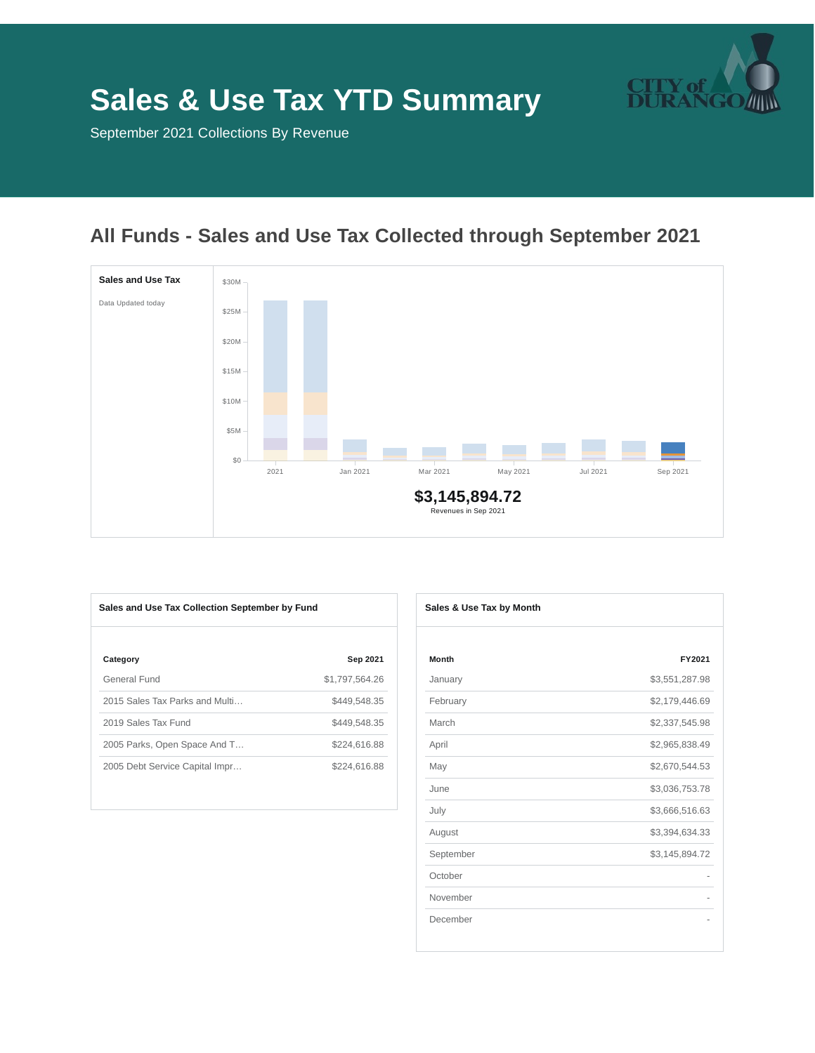# Sales & Use Tax YTD Summary

September 2021 Collections By Revenue

## All Funds - Sales and Use Tax Collected through September 2021

**Sales and Use Tax**

Data Updated today

$30M
$25M
$20M
$15M
$10M
$5M
$0

2021 | Jan 2021 | Mar 2021 | May 2021 | Jul 2021 | Sep 2021

**$3,145,894.72**

Revenues in Sep 2021

### Sales and Use Tax Collection September by Fund

| Category | Sep 2021 |
|---|---|
| General Fund | $1,797,564.26 |
| 2015 Sales Tax Parks and Multi… | $449,548.35 |
| 2019 Sales Tax Fund | $449,548.35 |
| 2005 Parks, Open Space And T… | $224,616.88 |
| 2005 Debt Service Capital Impr… | $224,616.88 |

### Sales & Use Tax by Month

| Month | FY2021 |
|---|---|
| January | $3,551,287.98 |
| February | $2,179,446.69 |
| March | $2,337,545.98 |
| April | $2,965,838.49 |
| May | $2,670,544.53 |
| June | $3,036,753.78 |
| July | $3,666,516.63 |
| August | $3,394,634.33 |
| September | $3,145,894.72 |
| October | - |
| November | - |
| December | - |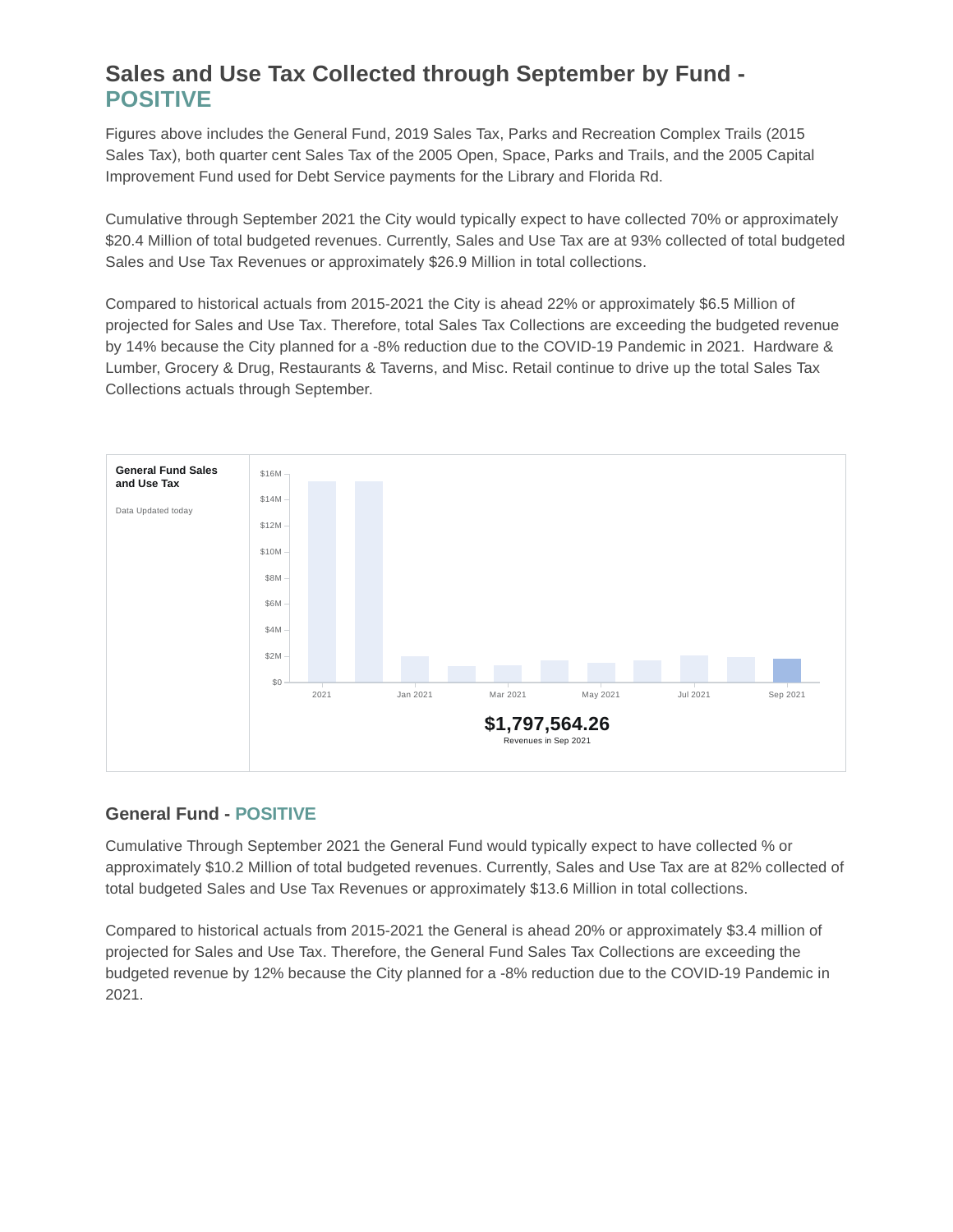## Sales and Use Tax Collected through September by Fund - POSITIVE

Figures above includes the General Fund, 2019 Sales Tax, Parks and Recreation Complex Trails (2015 Sales Tax), both quarter cent Sales Tax of the 2005 Open, Space, Parks and Trails, and the 2005 Capital Improvement Fund used for Debt Service payments for the Library and Florida Rd.

Cumulative through September 2021 the City would typically expect to have collected 70% or approximately $20.4 Million of total budgeted revenues. Currently, Sales and Use Tax are at 93% collected of total budgeted Sales and Use Tax Revenues or approximately $26.9 Million in total collections.

Compared to historical actuals from 2015-2021 the City is ahead 22% or approximately $6.5 Million of projected for Sales and Use Tax. Therefore, total Sales Tax Collections are exceeding the budgeted revenue by 14% because the City planned for a -8% reduction due to the COVID-19 Pandemic in 2021. Hardware & Lumber, Grocery & Drug, Restaurants & Taverns, and Misc. Retail continue to drive up the total Sales Tax Collections actuals through September.

**General Fund Sales and Use Tax**

Data Updated today

**$1,797,564.26**

Revenues in Sep 2021

## General Fund - POSITIVE

Cumulative Through September 2021 the General Fund would typically expect to have collected % or approximately $10.2 Million of total budgeted revenues. Currently, Sales and Use Tax are at 82% collected of total budgeted Sales and Use Tax Revenues or approximately $13.6 Million in total collections.

Compared to historical actuals from 2015-2021 the General is ahead 20% or approximately $3.4 million of projected for Sales and Use Tax. Therefore, the General Fund Sales Tax Collections are exceeding the budgeted revenue by 12% because the City planned for a -8% reduction due to the COVID-19 Pandemic in 2021.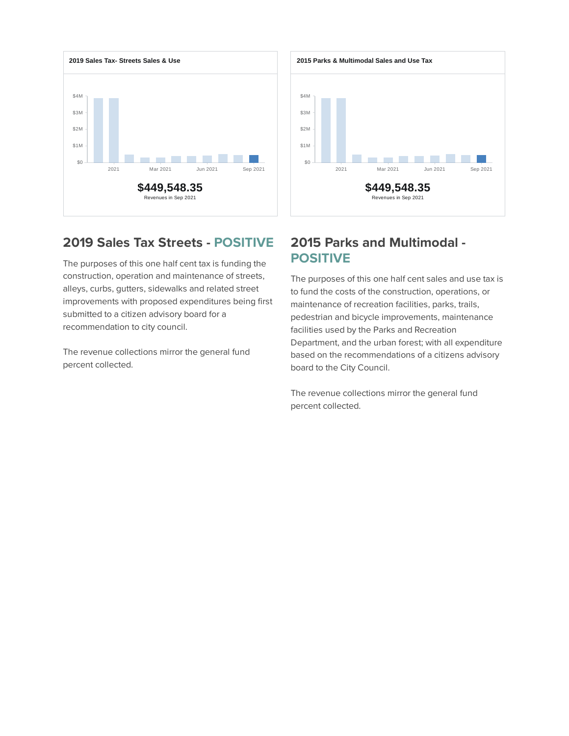**2019 Sales Tax- Streets Sales & Use**

**$449,548.35**

Revenues in Sep 2021

**2015 Parks & Multimodal Sales and Use Tax**

**$449,548.35**

Revenues in Sep 2021

## 2019 Sales Tax Streets - POSITIVE

The purposes of this one half cent tax is funding the construction, operation and maintenance of streets, alleys, curbs, gutters, sidewalks and related street improvements with proposed expenditures being first submitted to a citizen advisory board for a recommendation to city council.

The revenue collections mirror the general fund percent collected.

## 2015 Parks and Multimodal - POSITIVE

The purposes of this one half cent sales and use tax is to fund the costs of the construction, operations, or maintenance of recreation facilities, parks, trails, pedestrian and bicycle improvements, maintenance facilities used by the Parks and Recreation Department, and the urban forest; with all expenditure based on the recommendations of a citizens advisory board to the City Council.

The revenue collections mirror the general fund percent collected.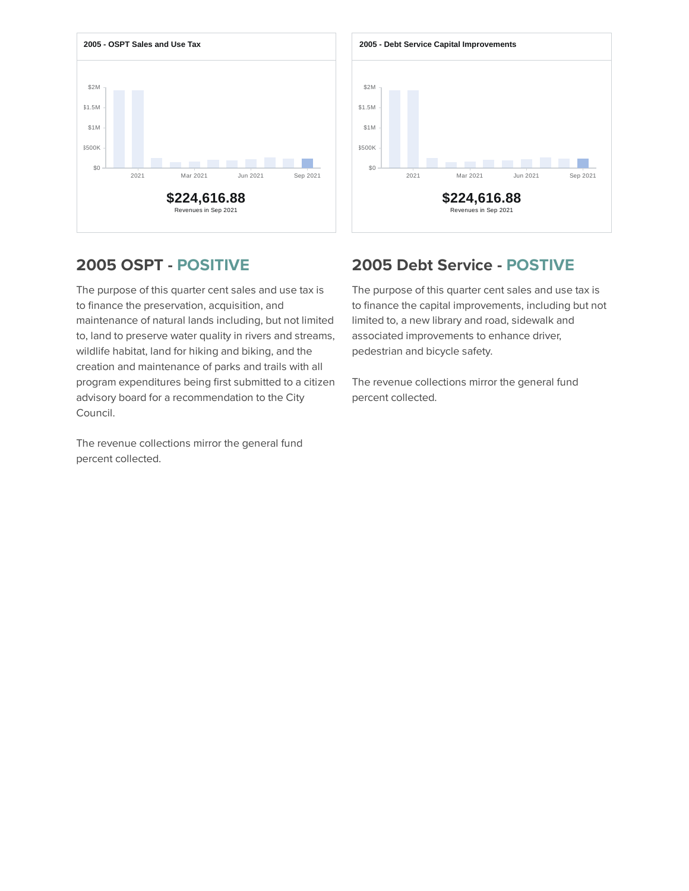**2005 - OSPT Sales and Use Tax**

**$224,616.88**
Revenues in Sep 2021

**2005 - Debt Service Capital Improvements**

**$224,616.88**
Revenues in Sep 2021

## 2005 OSPT - POSITIVE

The purpose of this quarter cent sales and use tax is to finance the preservation, acquisition, and maintenance of natural lands including, but not limited to, land to preserve water quality in rivers and streams, wildlife habitat, land for hiking and biking, and the creation and maintenance of parks and trails with all program expenditures being first submitted to a citizen advisory board for a recommendation to the City Council.

The revenue collections mirror the general fund percent collected.

## 2005 Debt Service - POSTIVE

The purpose of this quarter cent sales and use tax is to finance the capital improvements, including but not limited to, a new library and road, sidewalk and associated improvements to enhance driver, pedestrian and bicycle safety.

The revenue collections mirror the general fund percent collected.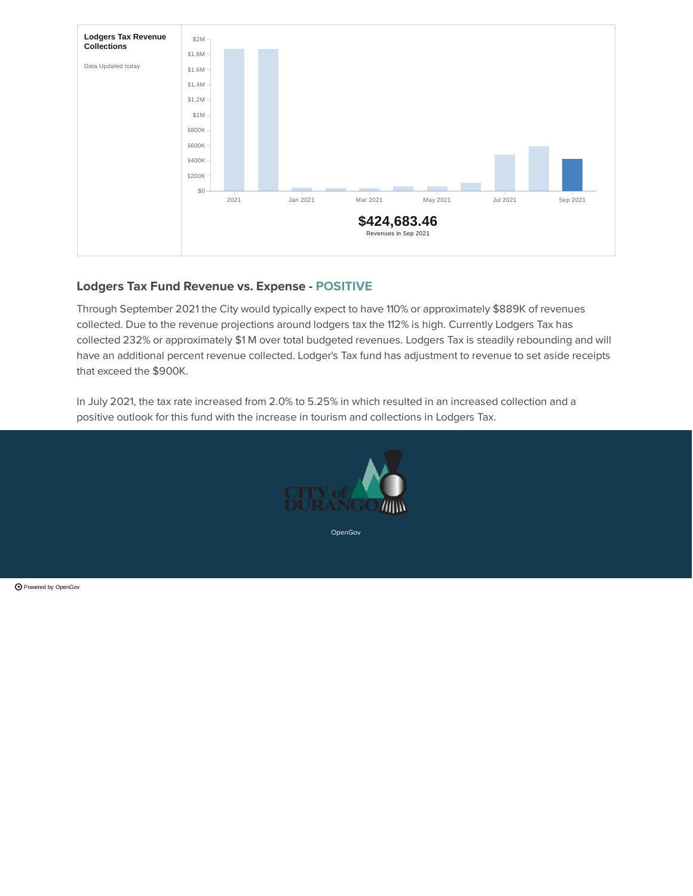**Lodgers Tax Revenue Collections**

Data Updated today

$2M
$1.8M
$1.6M
$1.4M
$1.2M
$1M
$800K
$600K
$400K
$200K
$0

2021
Jan 2021
Mar 2021
May 2021
Jul 2021
Sep 2021

**$424,683.46**

Revenues in Sep 2021

## Lodgers Tax Fund Revenue vs. Expense - POSITIVE

Through September 2021 the City would typically expect to have 110% or approximately $889K of revenues collected. Due to the revenue projections around lodgers tax the 112% is high. Currently Lodgers Tax has collected 232% or approximately $1 M over total budgeted revenues. Lodgers Tax is steadily rebounding and will have an additional percent revenue collected. Lodger's Tax fund has adjustment to revenue to set aside receipts that exceed the $900K.

In July 2021, the tax rate increased from 2.0% to 5.25% in which resulted in an increased collection and a positive outlook for this fund with the increase in tourism and collections in Lodgers Tax.

CITY of DURANGO

OpenGov

Powered by OpenGov